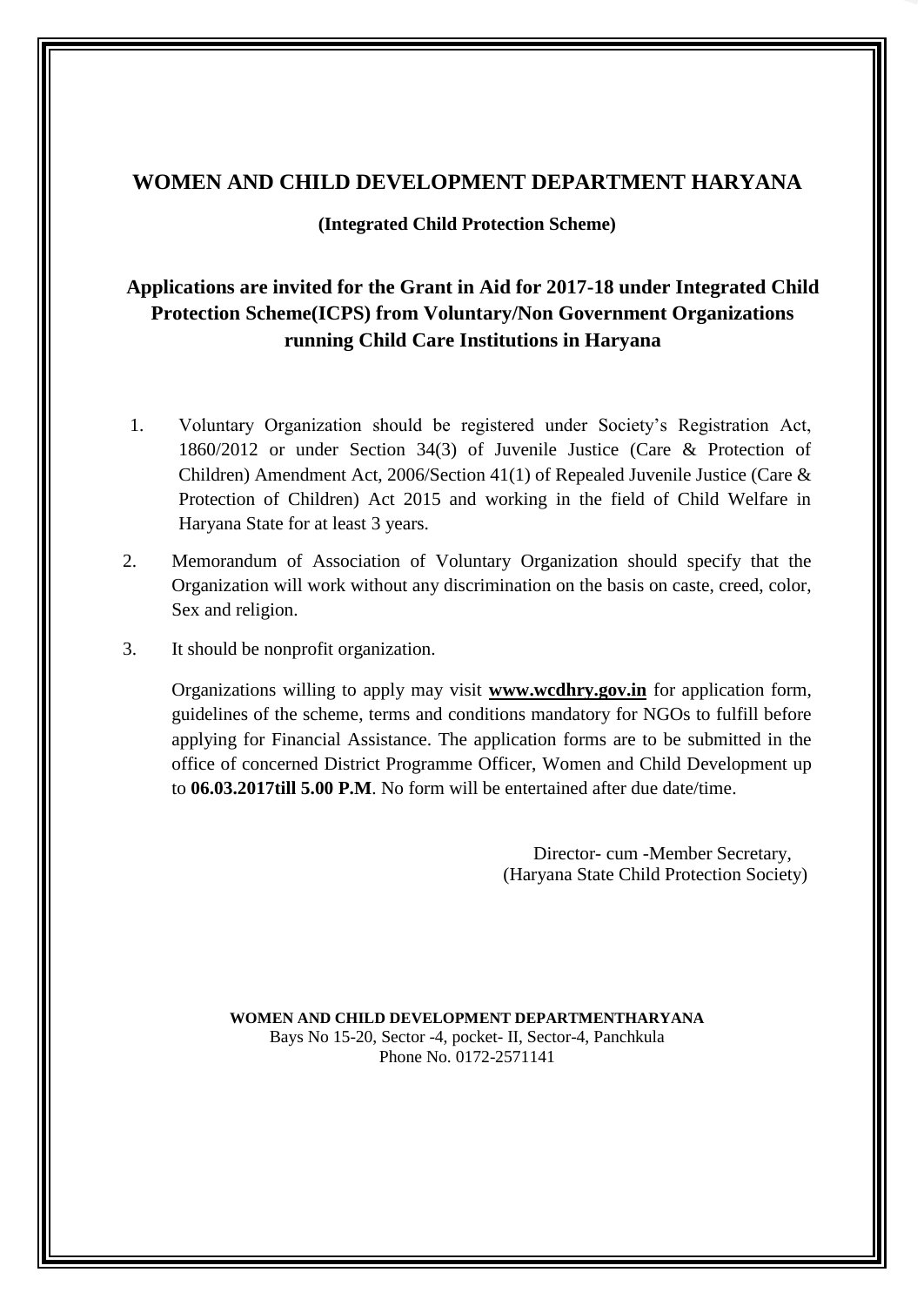# WOMEN AND CHILD DEVELOPMENT DEPARTMENT HARYANA

**(Integrated Child Protection Scheme)**

## Applications are invited for the Grant in Aid for 2017-18 under Integrated Child Protection Scheme(ICPS) from Voluntary/Non Government Organizations running Child Care Institutions in Haryana

1. Voluntary Organization should be registered under Society's Registration Act, 1860/2012 or under Section 34(3) of Juvenile Justice (Care & Protection of Children) Amendment Act, 2006/Section 41(1) of Repealed Juvenile Justice (Care & Protection of Children) Act 2015 and working in the field of Child Welfare in Haryana State for at least 3 years.
2. Memorandum of Association of Voluntary Organization should specify that the Organization will work without any discrimination on the basis on caste, creed, color, Sex and religion.
3. It should be nonprofit organization.

Organizations willing to apply may visit **www.wcdhry.gov.in** for application form, guidelines of the scheme, terms and conditions mandatory for NGOs to fulfill before applying for Financial Assistance. The application forms are to be submitted in the office of concerned District Programme Officer, Women and Child Development up to **06.03.2017till 5.00 P.M**. No form will be entertained after due date/time.

Director- cum -Member Secretary,
(Haryana State Child Protection Society)

**WOMEN AND CHILD DEVELOPMENT DEPARTMENTHARYANA**
Bays No 15-20, Sector -4, pocket- II, Sector-4, Panchkula
Phone No. 0172-2571141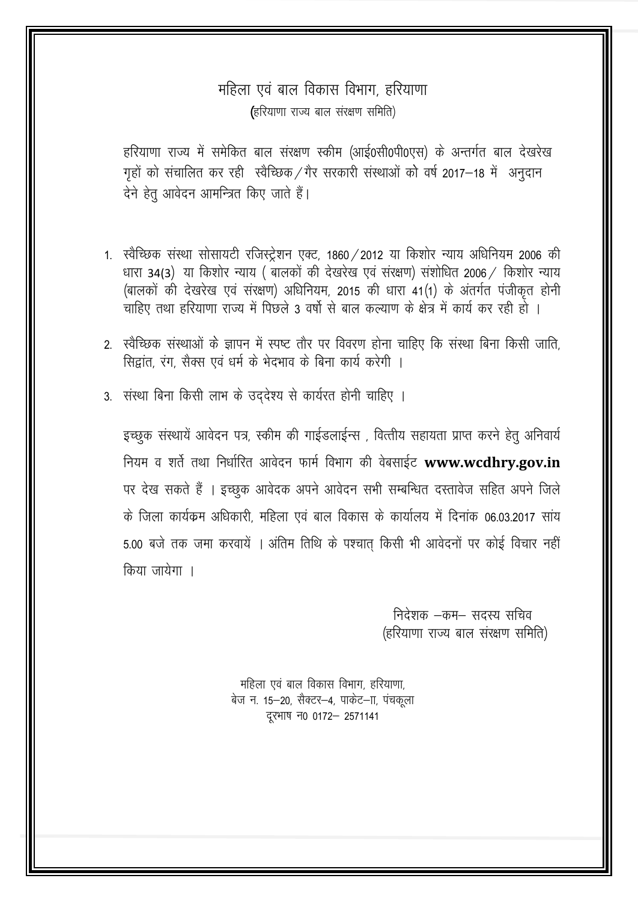# महिला एवं बाल विकास विभाग, हरियाणा

(हरियाणा राज्य बाल संरक्षण समिति)

हरियाणा राज्य में समेकित बाल संरक्षण स्कीम (आई0सी0पी0एस) के अन्तर्गत बाल देखरेख गृहों को संचालित कर रही स्वैच्छिक/गैर सरकारी संस्थाओं को वर्ष 2017–18 में अनुदान देने हेतु आवेदन आमन्त्रित किए जाते हैं।

1. स्वैच्छिक संस्था सोसायटी रजिस्ट्रेशन एक्ट, 1860/2012 या किशोर न्याय अधिनियम 2006 की धारा 34(3) या किशोर न्याय ( बालकों की देखरेख एवं संरक्षण) संशोधित 2006/ किशोर न्याय (बालकों की देखरेख एवं संरक्षण) अधिनियम, 2015 की धारा 41(1) के अंतर्गत पंजीकृत होनी चाहिए तथा हरियाणा राज्य में पिछले 3 वर्षो से बाल कल्याण के क्षेत्र में कार्य कर रही हो ।
2. स्वैच्छिक संस्थाओं के ज्ञापन में स्पष्ट तौर पर विवरण होना चाहिए कि संस्था बिना किसी जाति, सिद्वांत, रंग, सैक्स एवं धर्म के भेदभाव के बिना कार्य करेगी ।
3. संस्था बिना किसी लाभ के उद्देश्य से कार्यरत होनी चाहिए ।

इच्छुक संस्थायें आवेदन पत्र, स्कीम की गाईडलाईन्स , वित्तीय सहायता प्राप्त करने हेतु अनिवार्य नियम व शर्ते तथा निर्धारित आवेदन फार्म विभाग की वेबसाईट **www.wcdhry.gov.in** पर देख सकते हैं । इच्छुक आवेदक अपने आवेदन सभी सम्बन्धित दस्तावेज सहित अपने जिले के जिला कार्यक्रम अधिकारी, महिला एवं बाल विकास के कार्यालय में दिनांक 06.03.2017 सांय 5.00 बजे तक जमा करवायें । अंतिम तिथि के पश्चात् किसी भी आवेदनों पर कोई विचार नहीं किया जायेगा ।

निदेशक –कम– सदस्य सचिव
(हरियाणा राज्य बाल संरक्षण समिति)

महिला एवं बाल विकास विभाग, हरियाणा,
बेज न. 15–20, सैक्टर–4, पाकेट–II, पंचकूला
दूरभाष न0 0172– 2571141